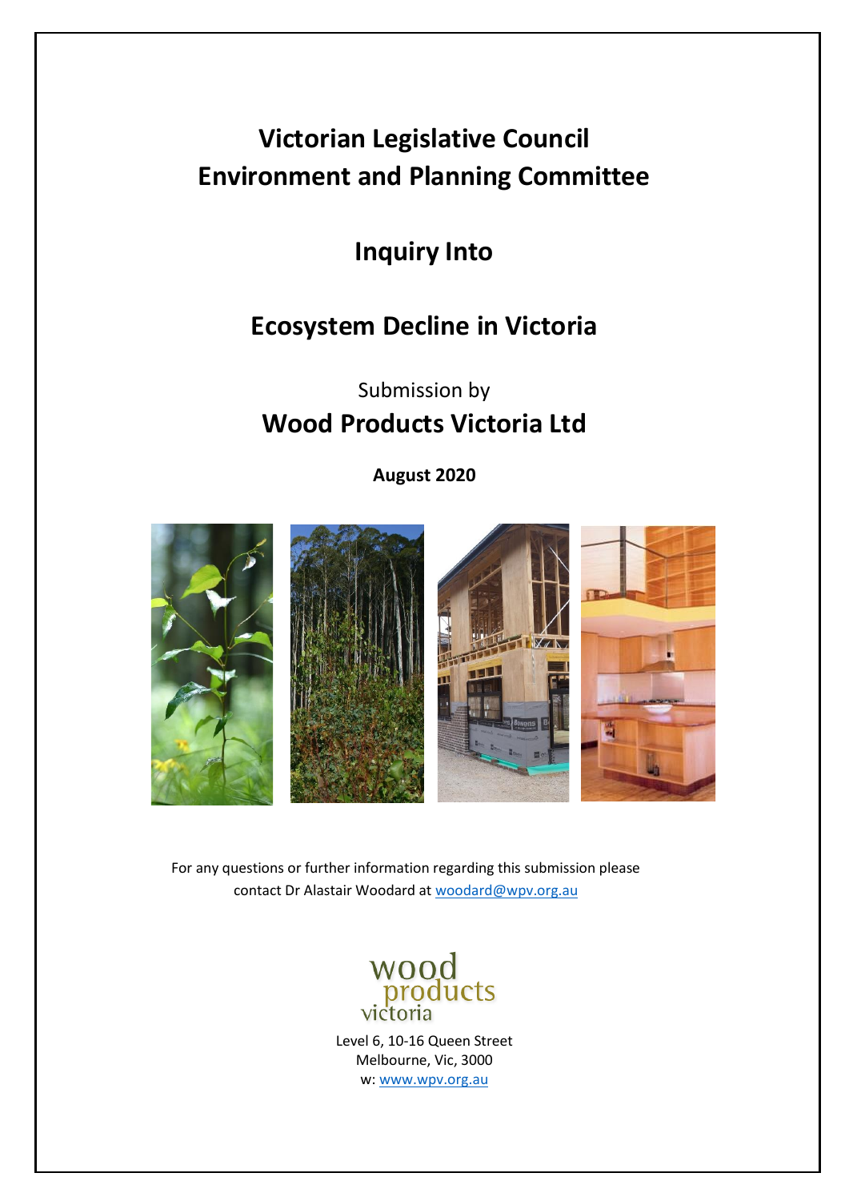# Victorian Legislative Council
# Environment and Planning Committee

## Inquiry Into

## Ecosystem Decline in Victoria

Submission by

**Wood Products Victoria Ltd**

**August 2020**

For any questions or further information regarding this submission please contact Dr Alastair Woodard at woodard@wpv.org.au

wood products victoria

Level 6, 10-16 Queen Street
Melbourne, Vic, 3000
w: www.wpv.org.au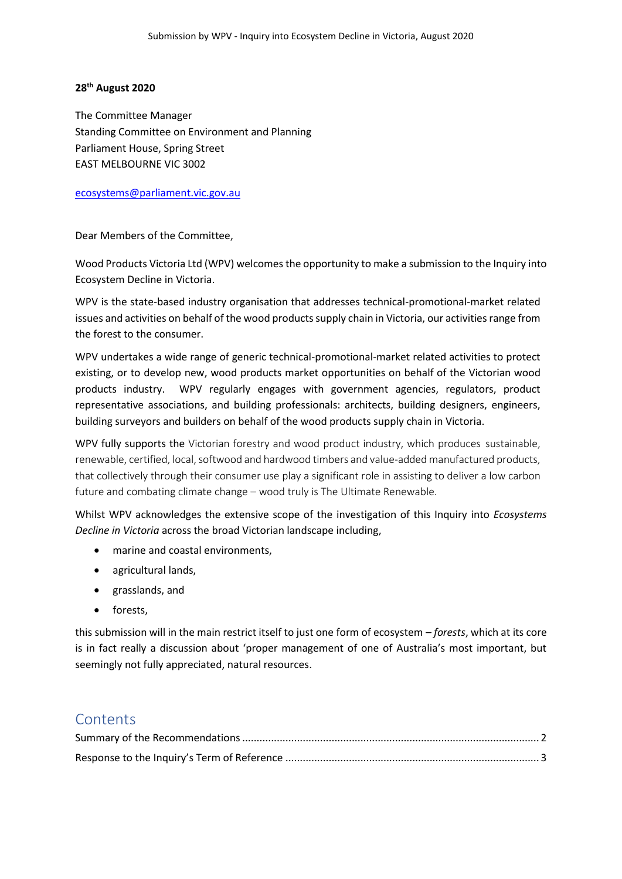**28th August 2020**

The Committee Manager
Standing Committee on Environment and Planning
Parliament House, Spring Street
EAST MELBOURNE VIC 3002

ecosystems@parliament.vic.gov.au

Dear Members of the Committee,

Wood Products Victoria Ltd (WPV) welcomes the opportunity to make a submission to the Inquiry into Ecosystem Decline in Victoria.

WPV is the state-based industry organisation that addresses technical-promotional-market related issues and activities on behalf of the wood products supply chain in Victoria, our activities range from the forest to the consumer.

WPV undertakes a wide range of generic technical-promotional-market related activities to protect existing, or to develop new, wood products market opportunities on behalf of the Victorian wood products industry. WPV regularly engages with government agencies, regulators, product representative associations, and building professionals: architects, building designers, engineers, building surveyors and builders on behalf of the wood products supply chain in Victoria.

WPV fully supports the Victorian forestry and wood product industry, which produces sustainable, renewable, certified, local, softwood and hardwood timbers and value-added manufactured products, that collectively through their consumer use play a significant role in assisting to deliver a low carbon future and combating climate change – wood truly is The Ultimate Renewable.

Whilst WPV acknowledges the extensive scope of the investigation of this Inquiry into *Ecosystems Decline in Victoria* across the broad Victorian landscape including,

- marine and coastal environments,
- agricultural lands,
- grasslands, and
- forests,

this submission will in the main restrict itself to just one form of ecosystem – *forests*, which at its core is in fact really a discussion about 'proper management of one of Australia's most important, but seemingly not fully appreciated, natural resources.

## Contents

Summary of the Recommendations ........................................ 2
Response to the Inquiry's Term of Reference ........................................ 3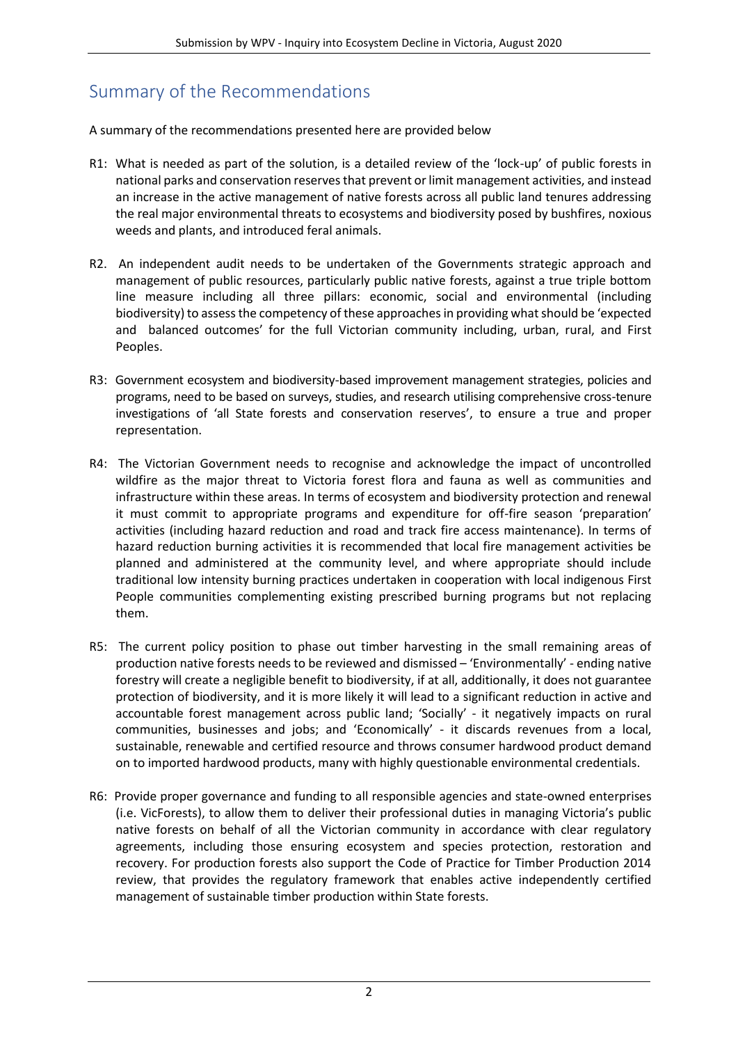## Summary of the Recommendations

A summary of the recommendations presented here are provided below

R1: What is needed as part of the solution, is a detailed review of the 'lock-up' of public forests in national parks and conservation reserves that prevent or limit management activities, and instead an increase in the active management of native forests across all public land tenures addressing the real major environmental threats to ecosystems and biodiversity posed by bushfires, noxious weeds and plants, and introduced feral animals.

R2. An independent audit needs to be undertaken of the Governments strategic approach and management of public resources, particularly public native forests, against a true triple bottom line measure including all three pillars: economic, social and environmental (including biodiversity) to assess the competency of these approaches in providing what should be 'expected and balanced outcomes' for the full Victorian community including, urban, rural, and First Peoples.

R3: Government ecosystem and biodiversity-based improvement management strategies, policies and programs, need to be based on surveys, studies, and research utilising comprehensive cross-tenure investigations of 'all State forests and conservation reserves', to ensure a true and proper representation.

R4: The Victorian Government needs to recognise and acknowledge the impact of uncontrolled wildfire as the major threat to Victoria forest flora and fauna as well as communities and infrastructure within these areas. In terms of ecosystem and biodiversity protection and renewal it must commit to appropriate programs and expenditure for off-fire season 'preparation' activities (including hazard reduction and road and track fire access maintenance). In terms of hazard reduction burning activities it is recommended that local fire management activities be planned and administered at the community level, and where appropriate should include traditional low intensity burning practices undertaken in cooperation with local indigenous First People communities complementing existing prescribed burning programs but not replacing them.

R5: The current policy position to phase out timber harvesting in the small remaining areas of production native forests needs to be reviewed and dismissed – 'Environmentally' - ending native forestry will create a negligible benefit to biodiversity, if at all, additionally, it does not guarantee protection of biodiversity, and it is more likely it will lead to a significant reduction in active and accountable forest management across public land; 'Socially' - it negatively impacts on rural communities, businesses and jobs; and 'Economically' - it discards revenues from a local, sustainable, renewable and certified resource and throws consumer hardwood product demand on to imported hardwood products, many with highly questionable environmental credentials.

R6: Provide proper governance and funding to all responsible agencies and state-owned enterprises (i.e. VicForests), to allow them to deliver their professional duties in managing Victoria's public native forests on behalf of all the Victorian community in accordance with clear regulatory agreements, including those ensuring ecosystem and species protection, restoration and recovery. For production forests also support the Code of Practice for Timber Production 2014 review, that provides the regulatory framework that enables active independently certified management of sustainable timber production within State forests.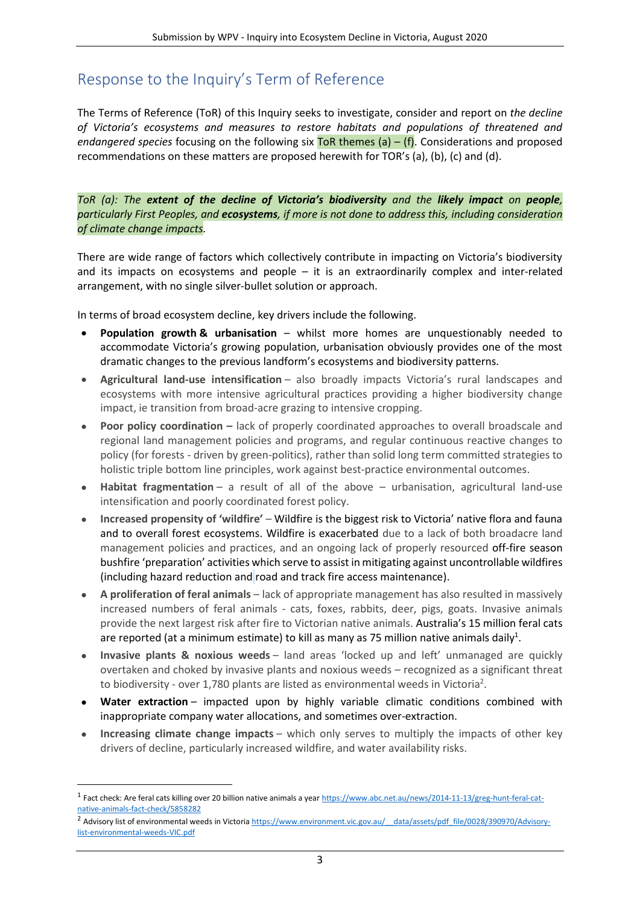## Response to the Inquiry's Term of Reference

The Terms of Reference (ToR) of this Inquiry seeks to investigate, consider and report on *the decline of Victoria's ecosystems and measures to restore habitats and populations of threatened and endangered species* focusing on the following six ToR themes (a) – (f). Considerations and proposed recommendations on these matters are proposed herewith for TOR's (a), (b), (c) and (d).

*ToR (a): The **extent of the decline of Victoria's biodiversity** and the **likely impact** on **people**, particularly First Peoples, and **ecosystems**, if more is not done to address this, including consideration of climate change impacts.*

There are wide range of factors which collectively contribute in impacting on Victoria's biodiversity and its impacts on ecosystems and people – it is an extraordinarily complex and inter-related arrangement, with no single silver-bullet solution or approach.

In terms of broad ecosystem decline, key drivers include the following.

- **Population growth & urbanisation** – whilst more homes are unquestionably needed to accommodate Victoria's growing population, urbanisation obviously provides one of the most dramatic changes to the previous landform's ecosystems and biodiversity patterns.
- **Agricultural land-use intensification** – also broadly impacts Victoria's rural landscapes and ecosystems with more intensive agricultural practices providing a higher biodiversity change impact, ie transition from broad-acre grazing to intensive cropping.
- **Poor policy coordination –** lack of properly coordinated approaches to overall broadscale and regional land management policies and programs, and regular continuous reactive changes to policy (for forests - driven by green-politics), rather than solid long term committed strategies to holistic triple bottom line principles, work against best-practice environmental outcomes.
- **Habitat fragmentation** – a result of all of the above – urbanisation, agricultural land-use intensification and poorly coordinated forest policy.
- **Increased propensity of 'wildfire'** – Wildfire is the biggest risk to Victoria' native flora and fauna and to overall forest ecosystems. Wildfire is exacerbated due to a lack of both broadacre land management policies and practices, and an ongoing lack of properly resourced off-fire season bushfire 'preparation' activities which serve to assist in mitigating against uncontrollable wildfires (including hazard reduction and road and track fire access maintenance).
- **A proliferation of feral animals** – lack of appropriate management has also resulted in massively increased numbers of feral animals - cats, foxes, rabbits, deer, pigs, goats. Invasive animals provide the next largest risk after fire to Victorian native animals. Australia's 15 million feral cats are reported (at a minimum estimate) to kill as many as 75 million native animals daily[1].
- **Invasive plants & noxious weeds** – land areas 'locked up and left' unmanaged are quickly overtaken and choked by invasive plants and noxious weeds – recognized as a significant threat to biodiversity - over 1,780 plants are listed as environmental weeds in Victoria[2].
- **Water extraction** – impacted upon by highly variable climatic conditions combined with inappropriate company water allocations, and sometimes over-extraction.
- **Increasing climate change impacts** – which only serves to multiply the impacts of other key drivers of decline, particularly increased wildfire, and water availability risks.

---

[1] Fact check: Are feral cats killing over 20 billion native animals a year https://www.abc.net.au/news/2014-11-13/greg-hunt-feral-cat-native-animals-fact-check/5858282

[2] Advisory list of environmental weeds in Victoria https://www.environment.vic.gov.au/__data/assets/pdf_file/0028/390970/Advisory-list-environmental-weeds-VIC.pdf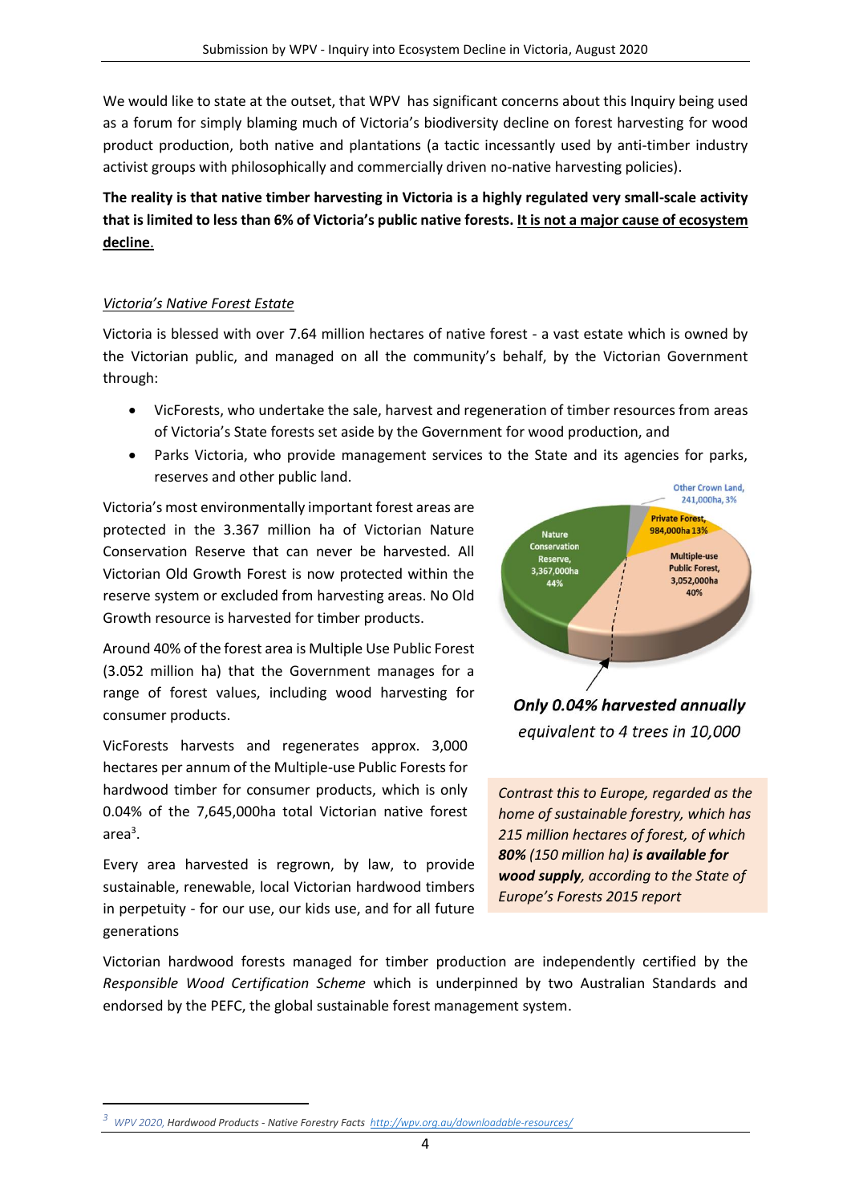We would like to state at the outset, that WPV has significant concerns about this Inquiry being used as a forum for simply blaming much of Victoria's biodiversity decline on forest harvesting for wood product production, both native and plantations (a tactic incessantly used by anti-timber industry activist groups with philosophically and commercially driven no-native harvesting policies).

**The reality is that native timber harvesting in Victoria is a highly regulated very small-scale activity that is limited to less than 6% of Victoria's public native forests. <u>It is not a major cause of ecosystem decline</u>.**

*<u>Victoria's Native Forest Estate</u>*

Victoria is blessed with over 7.64 million hectares of native forest - a vast estate which is owned by the Victorian public, and managed on all the community's behalf, by the Victorian Government through:

- VicForests, who undertake the sale, harvest and regeneration of timber resources from areas of Victoria's State forests set aside by the Government for wood production, and
- Parks Victoria, who provide management services to the State and its agencies for parks, reserves and other public land.

Victoria's most environmentally important forest areas are protected in the 3.367 million ha of Victorian Nature Conservation Reserve that can never be harvested. All Victorian Old Growth Forest is now protected within the reserve system or excluded from harvesting areas. No Old Growth resource is harvested for timber products.

Around 40% of the forest area is Multiple Use Public Forest (3.052 million ha) that the Government manages for a range of forest values, including wood harvesting for consumer products.

VicForests harvests and regenerates approx. 3,000 hectares per annum of the Multiple-use Public Forests for hardwood timber for consumer products, which is only 0.04% of the 7,645,000ha total Victorian native forest area[3].

Every area harvested is regrown, by law, to provide sustainable, renewable, local Victorian hardwood timbers in perpetuity - for our use, our kids use, and for all future generations

***Only 0.04% harvested annually***

*equivalent to 4 trees in 10,000*

*Contrast this to Europe, regarded as the home of sustainable forestry, which has 215 million hectares of forest, of which **80%** (150 million ha) **is available for wood supply**, according to the State of Europe's Forests 2015 report*

Victorian hardwood forests managed for timber production are independently certified by the *Responsible Wood Certification Scheme* which is underpinned by two Australian Standards and endorsed by the PEFC, the global sustainable forest management system.

---

[3] *WPV 2020,* *Hardwood Products - Native Forestry Facts* http://wpv.org.au/downloadable-resources/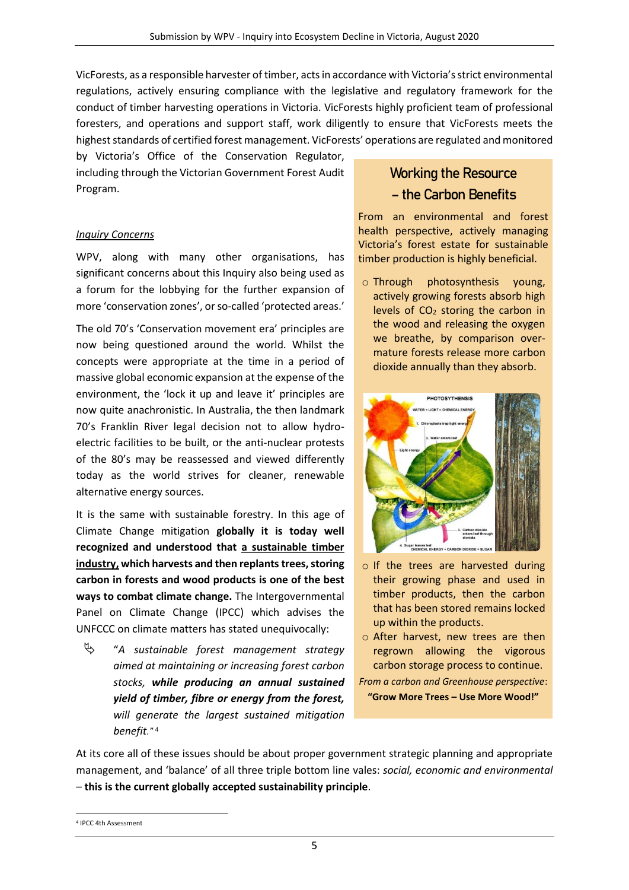VicForests, as a responsible harvester of timber, acts in accordance with Victoria's strict environmental regulations, actively ensuring compliance with the legislative and regulatory framework for the conduct of timber harvesting operations in Victoria. VicForests highly proficient team of professional foresters, and operations and support staff, work diligently to ensure that VicForests meets the highest standards of certified forest management. VicForests' operations are regulated and monitored by Victoria's Office of the Conservation Regulator, including through the Victorian Government Forest Audit Program.

*Inquiry Concerns*

WPV, along with many other organisations, has significant concerns about this Inquiry also being used as a forum for the lobbying for the further expansion of more 'conservation zones', or so-called 'protected areas.'

The old 70's 'Conservation movement era' principles are now being questioned around the world. Whilst the concepts were appropriate at the time in a period of massive global economic expansion at the expense of the environment, the 'lock it up and leave it' principles are now quite anachronistic. In Australia, the then landmark 70's Franklin River legal decision not to allow hydro-electric facilities to be built, or the anti-nuclear protests of the 80's may be reassessed and viewed differently today as the world strives for cleaner, renewable alternative energy sources.

It is the same with sustainable forestry. In this age of Climate Change mitigation **globally it is today well recognized and understood that a sustainable timber industry, which harvests and then replants trees, storing carbon in forests and wood products is one of the best ways to combat climate change.** The Intergovernmental Panel on Climate Change (IPCC) which advises the UNFCCC on climate matters has stated unequivocally:

> "*A sustainable forest management strategy aimed at maintaining or increasing forest carbon stocks, **while producing an annual sustained yield of timber, fibre or energy from the forest,** will generate the largest sustained mitigation benefit.*" [4]

## Working the Resource – the Carbon Benefits

From an environmental and forest health perspective, actively managing Victoria's forest estate for sustainable timber production is highly beneficial.

- Through photosynthesis young, actively growing forests absorb high levels of $CO_2$ storing the carbon in the wood and releasing the oxygen we breathe, by comparison over-mature forests release more carbon dioxide annually than they absorb.
- If the trees are harvested during their growing phase and used in timber products, then the carbon that has been stored remains locked up within the products.
- After harvest, new trees are then regrowing allowing the vigorous carbon storage process to continue.

*From a carbon and Greenhouse perspective*:

**"Grow More Trees – Use More Wood!"**

At its core all of these issues should be about proper government strategic planning and appropriate management, and 'balance' of all three triple bottom line vales: *social, economic and environmental* – **this is the current globally accepted sustainability principle**.

[4] IPCC 4th Assessment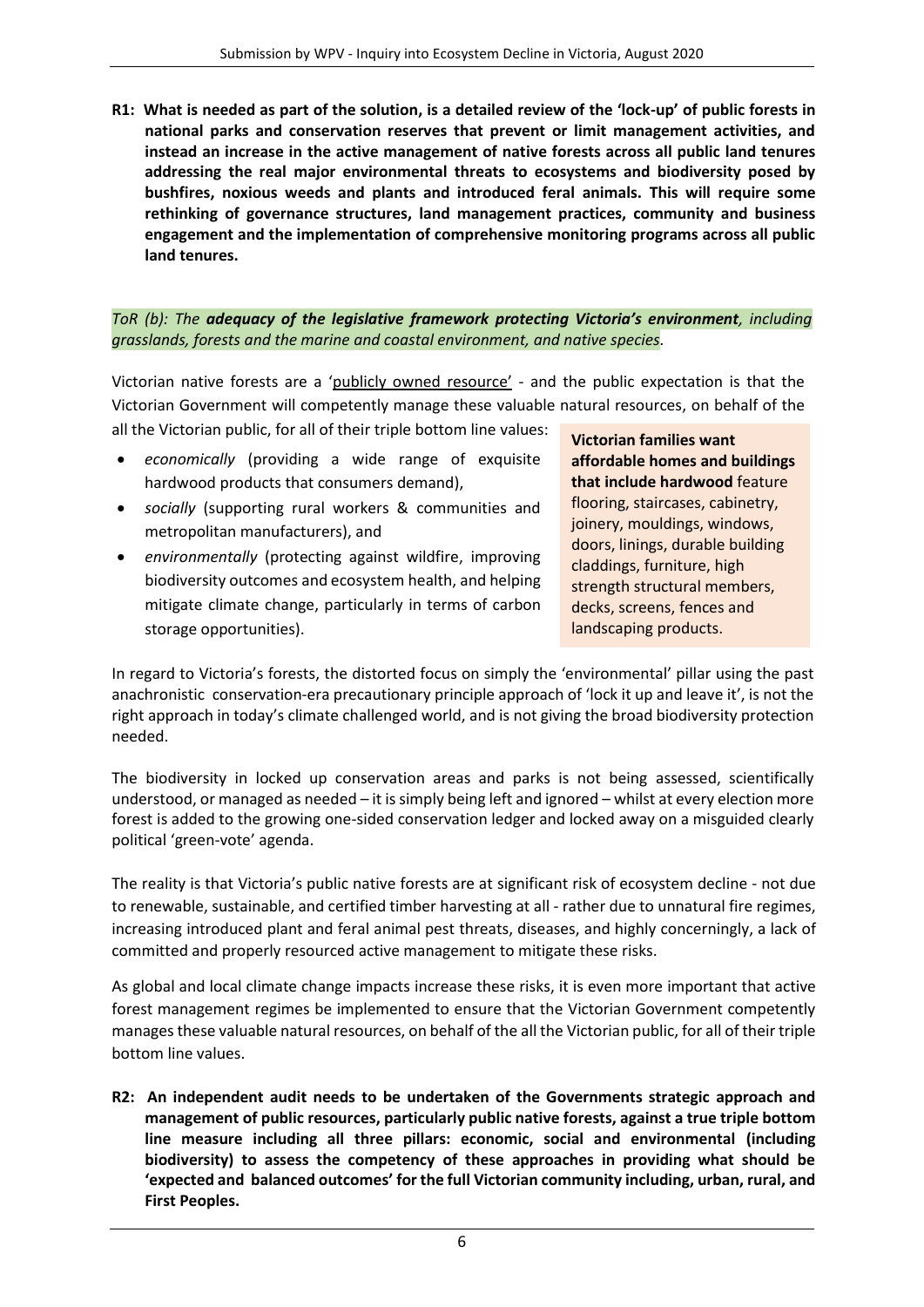**R1: What is needed as part of the solution, is a detailed review of the 'lock-up' of public forests in national parks and conservation reserves that prevent or limit management activities, and instead an increase in the active management of native forests across all public land tenures addressing the real major environmental threats to ecosystems and biodiversity posed by bushfires, noxious weeds and plants and introduced feral animals. This will require some rethinking of governance structures, land management practices, community and business engagement and the implementation of comprehensive monitoring programs across all public land tenures.**

*ToR (b): The **adequacy of the legislative framework protecting Victoria's environment**, including grasslands, forests and the marine and coastal environment, and native species.*

Victorian native forests are a 'publicly owned resource' - and the public expectation is that the Victorian Government will competently manage these valuable natural resources, on behalf of the all the Victorian public, for all of their triple bottom line values:

- *economically* (providing a wide range of exquisite hardwood products that consumers demand),
- *socially* (supporting rural workers & communities and metropolitan manufacturers), and
- *environmentally* (protecting against wildfire, improving biodiversity outcomes and ecosystem health, and helping mitigate climate change, particularly in terms of carbon storage opportunities).

**Victorian families want affordable homes and buildings that include hardwood** feature flooring, staircases, cabinetry, joinery, mouldings, windows, doors, linings, durable building claddings, furniture, high strength structural members, decks, screens, fences and landscaping products.

In regard to Victoria's forests, the distorted focus on simply the 'environmental' pillar using the past anachronistic conservation-era precautionary principle approach of 'lock it up and leave it', is not the right approach in today's climate challenged world, and is not giving the broad biodiversity protection needed.

The biodiversity in locked up conservation areas and parks is not being assessed, scientifically understood, or managed as needed – it is simply being left and ignored – whilst at every election more forest is added to the growing one-sided conservation ledger and locked away on a misguided clearly political 'green-vote' agenda.

The reality is that Victoria's public native forests are at significant risk of ecosystem decline - not due to renewable, sustainable, and certified timber harvesting at all - rather due to unnatural fire regimes, increasing introduced plant and feral animal pest threats, diseases, and highly concerningly, a lack of committed and properly resourced active management to mitigate these risks.

As global and local climate change impacts increase these risks, it is even more important that active forest management regimes be implemented to ensure that the Victorian Government competently manages these valuable natural resources, on behalf of the all the Victorian public, for all of their triple bottom line values.

**R2: An independent audit needs to be undertaken of the Governments strategic approach and management of public resources, particularly public native forests, against a true triple bottom line measure including all three pillars: economic, social and environmental (including biodiversity) to assess the competency of these approaches in providing what should be 'expected and balanced outcomes' for the full Victorian community including, urban, rural, and First Peoples.**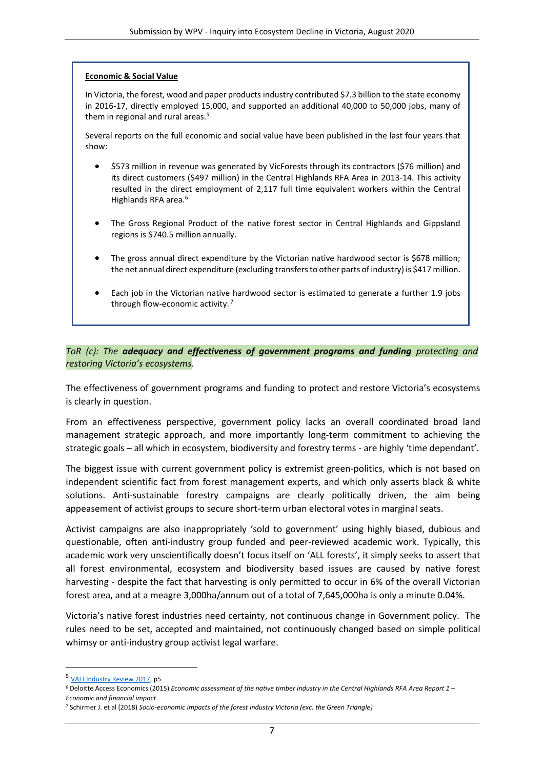**Economic & Social Value**

In Victoria, the forest, wood and paper products industry contributed $7.3 billion to the state economy in 2016-17, directly employed 15,000, and supported an additional 40,000 to 50,000 jobs, many of them in regional and rural areas.[5]

Several reports on the full economic and social value have been published in the last four years that show:

- $573 million in revenue was generated by VicForests through its contractors ($76 million) and its direct customers ($497 million) in the Central Highlands RFA Area in 2013-14. This activity resulted in the direct employment of 2,117 full time equivalent workers within the Central Highlands RFA area.[6]
- The Gross Regional Product of the native forest sector in Central Highlands and Gippsland regions is $740.5 million annually.
- The gross annual direct expenditure by the Victorian native hardwood sector is $678 million; the net annual direct expenditure (excluding transfers to other parts of industry) is $417 million.
- Each job in the Victorian native hardwood sector is estimated to generate a further 1.9 jobs through flow-economic activity.[7]

*ToR (c): The **adequacy and effectiveness of government programs and funding** protecting and restoring Victoria's ecosystems.*

The effectiveness of government programs and funding to protect and restore Victoria's ecosystems is clearly in question.

From an effectiveness perspective, government policy lacks an overall coordinated broad land management strategic approach, and more importantly long-term commitment to achieving the strategic goals – all which in ecosystem, biodiversity and forestry terms - are highly 'time dependant'.

The biggest issue with current government policy is extremist green-politics, which is not based on independent scientific fact from forest management experts, and which only asserts black & white solutions. Anti-sustainable forestry campaigns are clearly politically driven, the aim being appeasement of activist groups to secure short-term urban electoral votes in marginal seats.

Activist campaigns are also inappropriately 'sold to government' using highly biased, dubious and questionable, often anti-industry group funded and peer-reviewed academic work. Typically, this academic work very unscientifically doesn't focus itself on 'ALL forests', it simply seeks to assert that all forest environmental, ecosystem and biodiversity based issues are caused by native forest harvesting - despite the fact that harvesting is only permitted to occur in 6% of the overall Victorian forest area, and at a meagre 3,000ha/annum out of a total of 7,645,000ha is only a minute 0.04%.

Victoria's native forest industries need certainty, not continuous change in Government policy. The rules need to be set, accepted and maintained, not continuously changed based on simple political whimsy or anti-industry group activist legal warfare.

---

[5] VAFI Industry Review 2017, p5

[6] Deloitte Access Economics (2015) *Economic assessment of the native timber industry in the Central Highlands RFA Area Report 1 – Economic and financial impact*

[7] Schirmer J. et al (2018) *Socio-economic impacts of the forest industry Victoria (exc. the Green Triangle)*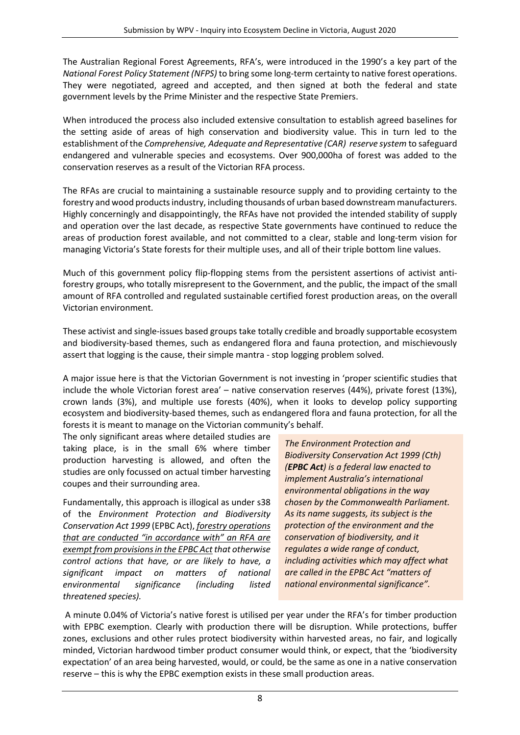The Australian Regional Forest Agreements, RFA's, were introduced in the 1990's a key part of the *National Forest Policy Statement (NFPS)* to bring some long-term certainty to native forest operations. They were negotiated, agreed and accepted, and then signed at both the federal and state government levels by the Prime Minister and the respective State Premiers.

When introduced the process also included extensive consultation to establish agreed baselines for the setting aside of areas of high conservation and biodiversity value. This in turn led to the establishment of the *Comprehensive, Adequate and Representative (CAR) reserve system* to safeguard endangered and vulnerable species and ecosystems. Over 900,000ha of forest was added to the conservation reserves as a result of the Victorian RFA process.

The RFAs are crucial to maintaining a sustainable resource supply and to providing certainty to the forestry and wood products industry, including thousands of urban based downstream manufacturers. Highly concerningly and disappointingly, the RFAs have not provided the intended stability of supply and operation over the last decade, as respective State governments have continued to reduce the areas of production forest available, and not committed to a clear, stable and long-term vision for managing Victoria's State forests for their multiple uses, and all of their triple bottom line values.

Much of this government policy flip-flopping stems from the persistent assertions of activist anti-forestry groups, who totally misrepresent to the Government, and the public, the impact of the small amount of RFA controlled and regulated sustainable certified forest production areas, on the overall Victorian environment.

These activist and single-issues based groups take totally credible and broadly supportable ecosystem and biodiversity-based themes, such as endangered flora and fauna protection, and mischievously assert that logging is the cause, their simple mantra - stop logging problem solved.

A major issue here is that the Victorian Government is not investing in 'proper scientific studies that include the whole Victorian forest area' – native conservation reserves (44%), private forest (13%), crown lands (3%), and multiple use forests (40%), when it looks to develop policy supporting ecosystem and biodiversity-based themes, such as endangered flora and fauna protection, for all the forests it is meant to manage on the Victorian community's behalf.

The only significant areas where detailed studies are taking place, is in the small 6% where timber production harvesting is allowed, and often the studies are only focussed on actual timber harvesting coupes and their surrounding area.

Fundamentally, this approach is illogical as under s38 of the *Environment Protection and Biodiversity Conservation Act 1999* (EPBC Act), forestry operations that are conducted "in accordance with" an RFA are exempt from provisions in the EPBC Act *that otherwise control actions that have, or are likely to have, a significant impact on matters of national environmental significance (including listed threatened species).*

> *The Environment Protection and Biodiversity Conservation Act 1999 (Cth) (**EPBC Act**) is a federal law enacted to implement Australia's international environmental obligations in the way chosen by the Commonwealth Parliament. As its name suggests, its subject is the protection of the environment and the conservation of biodiversity, and it regulates a wide range of conduct, including activities which may affect what are called in the EPBC Act "matters of national environmental significance".*

A minute 0.04% of Victoria's native forest is utilised per year under the RFA's for timber production with EPBC exemption. Clearly with production there will be disruption. While protections, buffer zones, exclusions and other rules protect biodiversity within harvested areas, no fair, and logically minded, Victorian hardwood timber product consumer would think, or expect, that the 'biodiversity expectation' of an area being harvested, would, or could, be the same as one in a native conservation reserve – this is why the EPBC exemption exists in these small production areas.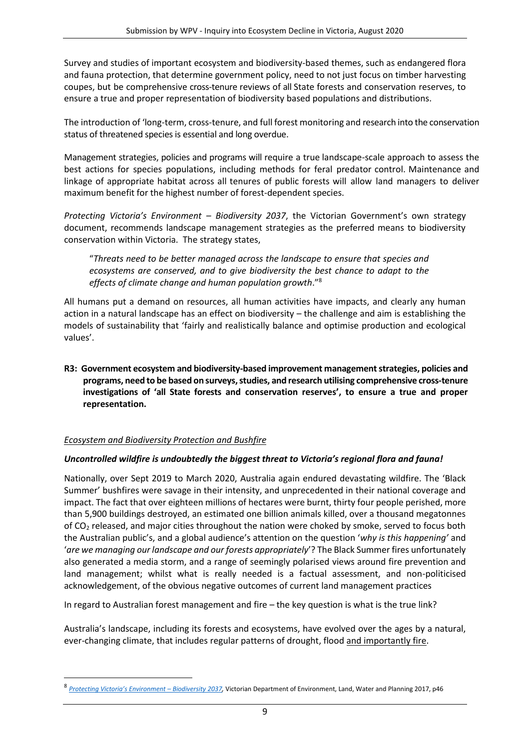Survey and studies of important ecosystem and biodiversity-based themes, such as endangered flora and fauna protection, that determine government policy, need to not just focus on timber harvesting coupes, but be comprehensive cross-tenure reviews of all State forests and conservation reserves, to ensure a true and proper representation of biodiversity based populations and distributions.

The introduction of 'long-term, cross-tenure, and full forest monitoring and research into the conservation status of threatened species is essential and long overdue.

Management strategies, policies and programs will require a true landscape-scale approach to assess the best actions for species populations, including methods for feral predator control. Maintenance and linkage of appropriate habitat across all tenures of public forests will allow land managers to deliver maximum benefit for the highest number of forest-dependent species.

*Protecting Victoria's Environment – Biodiversity 2037*, the Victorian Government's own strategy document, recommends landscape management strategies as the preferred means to biodiversity conservation within Victoria. The strategy states,

> "*Threats need to be better managed across the landscape to ensure that species and ecosystems are conserved, and to give biodiversity the best chance to adapt to the effects of climate change and human population growth*."[8]

All humans put a demand on resources, all human activities have impacts, and clearly any human action in a natural landscape has an effect on biodiversity – the challenge and aim is establishing the models of sustainability that 'fairly and realistically balance and optimise production and ecological values'.

**R3: Government ecosystem and biodiversity-based improvement management strategies, policies and programs, need to be based on surveys, studies, and research utilising comprehensive cross-tenure investigations of 'all State forests and conservation reserves', to ensure a true and proper representation.**

*Ecosystem and Biodiversity Protection and Bushfire*

***Uncontrolled wildfire is undoubtedly the biggest threat to Victoria's regional flora and fauna!***

Nationally, over Sept 2019 to March 2020, Australia again endured devastating wildfire. The 'Black Summer' bushfires were savage in their intensity, and unprecedented in their national coverage and impact. The fact that over eighteen millions of hectares were burnt, thirty four people perished, more than 5,900 buildings destroyed, an estimated one billion animals killed, over a thousand megatonnes of $CO_2$ released, and major cities throughout the nation were choked by smoke, served to focus both the Australian public's, and a global audience's attention on the question '*why is this happening'* and '*are we managing our landscape and our forests appropriately*'? The Black Summer fires unfortunately also generated a media storm, and a range of seemingly polarised views around fire prevention and land management; whilst what is really needed is a factual assessment, and non-politicised acknowledgement, of the obvious negative outcomes of current land management practices

In regard to Australian forest management and fire – the key question is what is the true link?

Australia's landscape, including its forests and ecosystems, have evolved over the ages by a natural, ever-changing climate, that includes regular patterns of drought, flood and importantly fire.

---

[8] *Protecting Victoria's Environment – Biodiversity 2037*, Victorian Department of Environment, Land, Water and Planning 2017, p46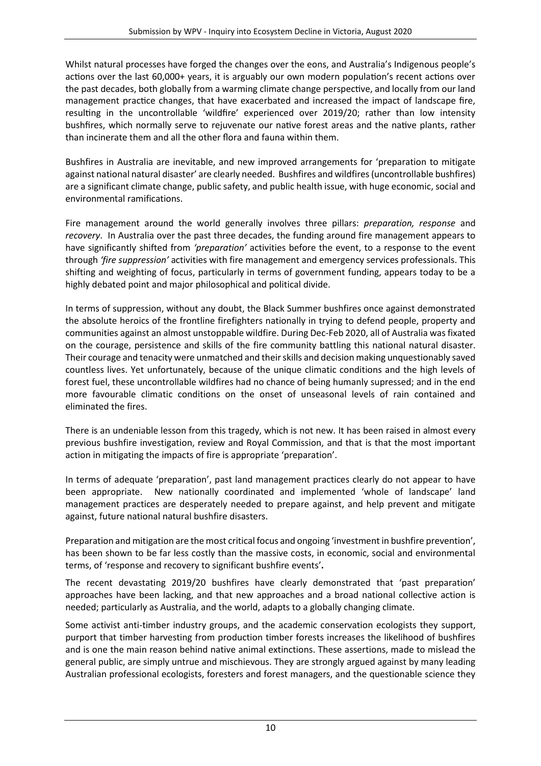Whilst natural processes have forged the changes over the eons, and Australia's Indigenous people's actions over the last 60,000+ years, it is arguably our own modern population's recent actions over the past decades, both globally from a warming climate change perspective, and locally from our land management practice changes, that have exacerbated and increased the impact of landscape fire, resulting in the uncontrollable 'wildfire' experienced over 2019/20; rather than low intensity bushfires, which normally serve to rejuvenate our native forest areas and the native plants, rather than incinerate them and all the other flora and fauna within them.

Bushfires in Australia are inevitable, and new improved arrangements for 'preparation to mitigate against national natural disaster' are clearly needed. Bushfires and wildfires (uncontrollable bushfires) are a significant climate change, public safety, and public health issue, with huge economic, social and environmental ramifications.

Fire management around the world generally involves three pillars: *preparation, response* and *recovery*. In Australia over the past three decades, the funding around fire management appears to have significantly shifted from *'preparation'* activities before the event, to a response to the event through *'fire suppression'* activities with fire management and emergency services professionals. This shifting and weighting of focus, particularly in terms of government funding, appears today to be a highly debated point and major philosophical and political divide.

In terms of suppression, without any doubt, the Black Summer bushfires once against demonstrated the absolute heroics of the frontline firefighters nationally in trying to defend people, property and communities against an almost unstoppable wildfire. During Dec-Feb 2020, all of Australia was fixated on the courage, persistence and skills of the fire community battling this national natural disaster. Their courage and tenacity were unmatched and their skills and decision making unquestionably saved countless lives. Yet unfortunately, because of the unique climatic conditions and the high levels of forest fuel, these uncontrollable wildfires had no chance of being humanly supressed; and in the end more favourable climatic conditions on the onset of unseasonal levels of rain contained and eliminated the fires.

There is an undeniable lesson from this tragedy, which is not new. It has been raised in almost every previous bushfire investigation, review and Royal Commission, and that is that the most important action in mitigating the impacts of fire is appropriate 'preparation'.

In terms of adequate 'preparation', past land management practices clearly do not appear to have been appropriate. New nationally coordinated and implemented 'whole of landscape' land management practices are desperately needed to prepare against, and help prevent and mitigate against, future national natural bushfire disasters.

Preparation and mitigation are the most critical focus and ongoing 'investment in bushfire prevention', has been shown to be far less costly than the massive costs, in economic, social and environmental terms, of 'response and recovery to significant bushfire events'**.**

The recent devastating 2019/20 bushfires have clearly demonstrated that 'past preparation' approaches have been lacking, and that new approaches and a broad national collective action is needed; particularly as Australia, and the world, adapts to a globally changing climate.

Some activist anti-timber industry groups, and the academic conservation ecologists they support, purport that timber harvesting from production timber forests increases the likelihood of bushfires and is one the main reason behind native animal extinctions. These assertions, made to mislead the general public, are simply untrue and mischievous. They are strongly argued against by many leading Australian professional ecologists, foresters and forest managers, and the questionable science they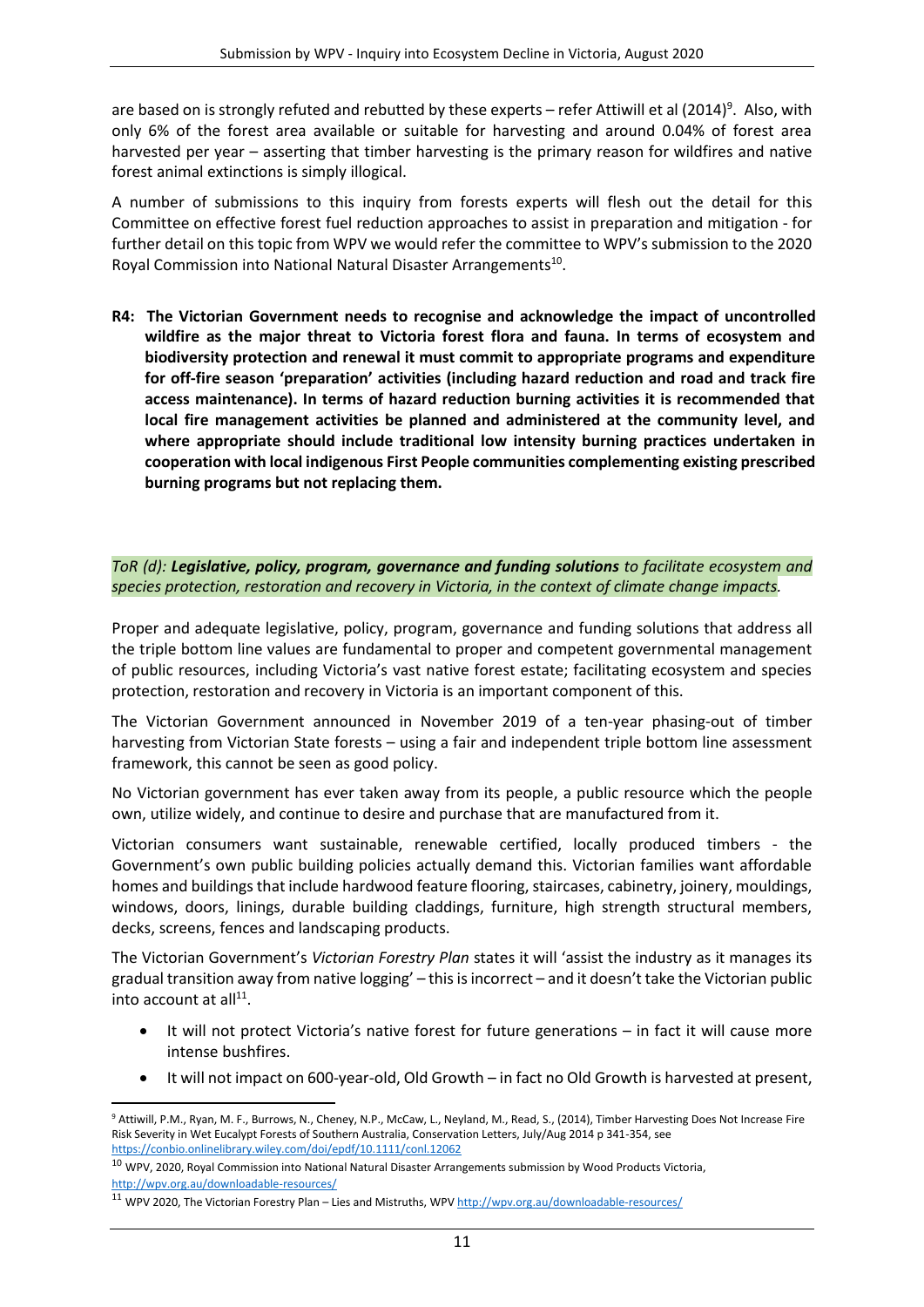are based on is strongly refuted and rebutted by these experts – refer Attiwill et al (2014)[9]. Also, with only 6% of the forest area available or suitable for harvesting and around 0.04% of forest area harvested per year – asserting that timber harvesting is the primary reason for wildfires and native forest animal extinctions is simply illogical.

A number of submissions to this inquiry from forests experts will flesh out the detail for this Committee on effective forest fuel reduction approaches to assist in preparation and mitigation - for further detail on this topic from WPV we would refer the committee to WPV's submission to the 2020 Royal Commission into National Natural Disaster Arrangements[10].

**R4: The Victorian Government needs to recognise and acknowledge the impact of uncontrolled wildfire as the major threat to Victoria forest flora and fauna. In terms of ecosystem and biodiversity protection and renewal it must commit to appropriate programs and expenditure for off-fire season 'preparation' activities (including hazard reduction and road and track fire access maintenance). In terms of hazard reduction burning activities it is recommended that local fire management activities be planned and administered at the community level, and where appropriate should include traditional low intensity burning practices undertaken in cooperation with local indigenous First People communities complementing existing prescribed burning programs but not replacing them.**

*ToR (d): **Legislative, policy, program, governance and funding solutions** to facilitate ecosystem and species protection, restoration and recovery in Victoria, in the context of climate change impacts.*

Proper and adequate legislative, policy, program, governance and funding solutions that address all the triple bottom line values are fundamental to proper and competent governmental management of public resources, including Victoria's vast native forest estate; facilitating ecosystem and species protection, restoration and recovery in Victoria is an important component of this.

The Victorian Government announced in November 2019 of a ten-year phasing-out of timber harvesting from Victorian State forests – using a fair and independent triple bottom line assessment framework, this cannot be seen as good policy.

No Victorian government has ever taken away from its people, a public resource which the people own, utilize widely, and continue to desire and purchase that are manufactured from it.

Victorian consumers want sustainable, renewable certified, locally produced timbers - the Government's own public building policies actually demand this. Victorian families want affordable homes and buildings that include hardwood feature flooring, staircases, cabinetry, joinery, mouldings, windows, doors, linings, durable building claddings, furniture, high strength structural members, decks, screens, fences and landscaping products.

The Victorian Government's *Victorian Forestry Plan* states it will 'assist the industry as it manages its gradual transition away from native logging' – this is incorrect – and it doesn't take the Victorian public into account at all[11].

- It will not protect Victoria's native forest for future generations – in fact it will cause more intense bushfires.
- It will not impact on 600-year-old, Old Growth – in fact no Old Growth is harvested at present,

---

[9] Attiwill, P.M., Ryan, M. F., Burrows, N., Cheney, N.P., McCaw, L., Neyland, M., Read, S., (2014), Timber Harvesting Does Not Increase Fire Risk Severity in Wet Eucalypt Forests of Southern Australia, Conservation Letters, July/Aug 2014 p 341-354, see https://conbio.onlinelibrary.wiley.com/doi/epdf/10.1111/conl.12062

[10] WPV, 2020, Royal Commission into National Natural Disaster Arrangements submission by Wood Products Victoria, http://wpv.org.au/downloadable-resources/

[11] WPV 2020, The Victorian Forestry Plan – Lies and Mistruths, WPV http://wpv.org.au/downloadable-resources/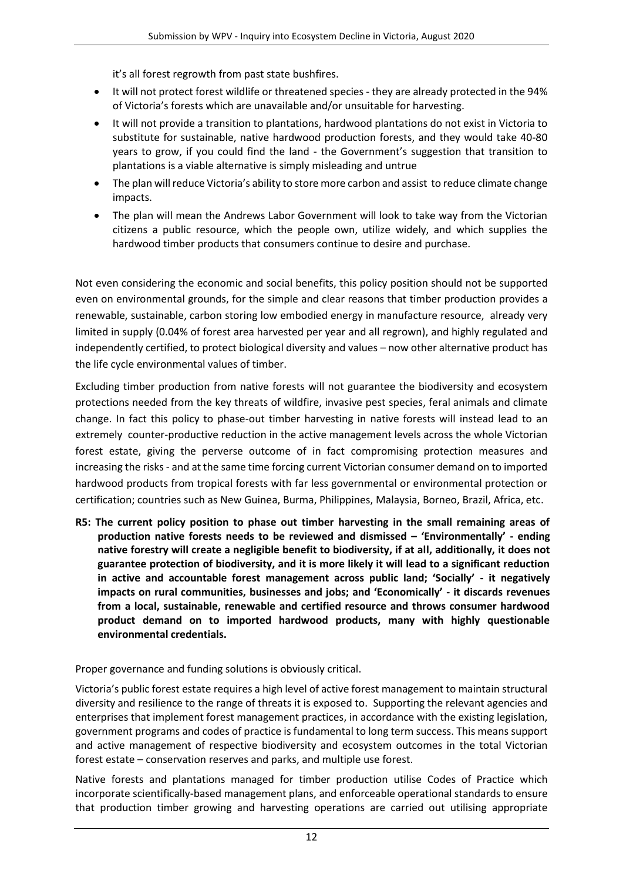it's all forest regrowth from past state bushfires.

- It will not protect forest wildlife or threatened species - they are already protected in the 94% of Victoria's forests which are unavailable and/or unsuitable for harvesting.
- It will not provide a transition to plantations, hardwood plantations do not exist in Victoria to substitute for sustainable, native hardwood production forests, and they would take 40-80 years to grow, if you could find the land - the Government's suggestion that transition to plantations is a viable alternative is simply misleading and untrue
- The plan will reduce Victoria's ability to store more carbon and assist to reduce climate change impacts.
- The plan will mean the Andrews Labor Government will look to take way from the Victorian citizens a public resource, which the people own, utilize widely, and which supplies the hardwood timber products that consumers continue to desire and purchase.

Not even considering the economic and social benefits, this policy position should not be supported even on environmental grounds, for the simple and clear reasons that timber production provides a renewable, sustainable, carbon storing low embodied energy in manufacture resource, already very limited in supply (0.04% of forest area harvested per year and all regrown), and highly regulated and independently certified, to protect biological diversity and values – now other alternative product has the life cycle environmental values of timber.

Excluding timber production from native forests will not guarantee the biodiversity and ecosystem protections needed from the key threats of wildfire, invasive pest species, feral animals and climate change. In fact this policy to phase-out timber harvesting in native forests will instead lead to an extremely counter-productive reduction in the active management levels across the whole Victorian forest estate, giving the perverse outcome of in fact compromising protection measures and increasing the risks - and at the same time forcing current Victorian consumer demand on to imported hardwood products from tropical forests with far less governmental or environmental protection or certification; countries such as New Guinea, Burma, Philippines, Malaysia, Borneo, Brazil, Africa, etc.

**R5: The current policy position to phase out timber harvesting in the small remaining areas of production native forests needs to be reviewed and dismissed – 'Environmentally' - ending native forestry will create a negligible benefit to biodiversity, if at all, additionally, it does not guarantee protection of biodiversity, and it is more likely it will lead to a significant reduction in active and accountable forest management across public land; 'Socially' - it negatively impacts on rural communities, businesses and jobs; and 'Economically' - it discards revenues from a local, sustainable, renewable and certified resource and throws consumer hardwood product demand on to imported hardwood products, many with highly questionable environmental credentials.**

Proper governance and funding solutions is obviously critical.

Victoria's public forest estate requires a high level of active forest management to maintain structural diversity and resilience to the range of threats it is exposed to. Supporting the relevant agencies and enterprises that implement forest management practices, in accordance with the existing legislation, government programs and codes of practice is fundamental to long term success. This means support and active management of respective biodiversity and ecosystem outcomes in the total Victorian forest estate – conservation reserves and parks, and multiple use forest.

Native forests and plantations managed for timber production utilise Codes of Practice which incorporate scientifically-based management plans, and enforceable operational standards to ensure that production timber growing and harvesting operations are carried out utilising appropriate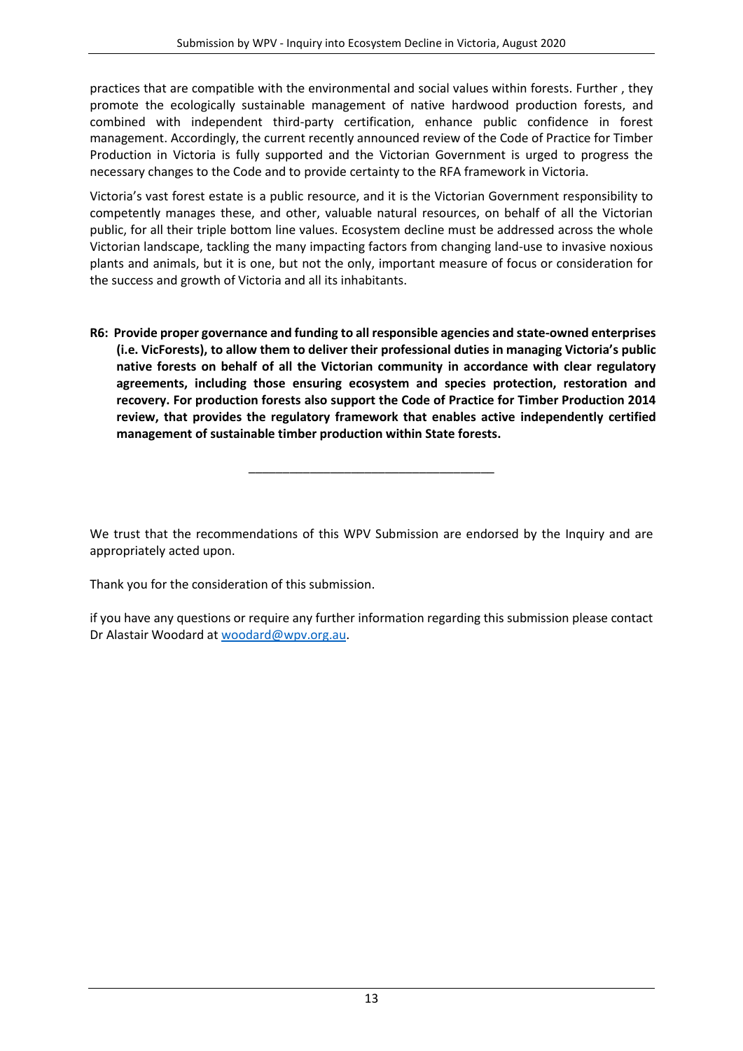practices that are compatible with the environmental and social values within forests. Further , they promote the ecologically sustainable management of native hardwood production forests, and combined with independent third-party certification, enhance public confidence in forest management. Accordingly, the current recently announced review of the Code of Practice for Timber Production in Victoria is fully supported and the Victorian Government is urged to progress the necessary changes to the Code and to provide certainty to the RFA framework in Victoria.

Victoria's vast forest estate is a public resource, and it is the Victorian Government responsibility to competently manages these, and other, valuable natural resources, on behalf of all the Victorian public, for all their triple bottom line values. Ecosystem decline must be addressed across the whole Victorian landscape, tackling the many impacting factors from changing land-use to invasive noxious plants and animals, but it is one, but not the only, important measure of focus or consideration for the success and growth of Victoria and all its inhabitants.

**R6: Provide proper governance and funding to all responsible agencies and state-owned enterprises (i.e. VicForests), to allow them to deliver their professional duties in managing Victoria's public native forests on behalf of all the Victorian community in accordance with clear regulatory agreements, including those ensuring ecosystem and species protection, restoration and recovery. For production forests also support the Code of Practice for Timber Production 2014 review, that provides the regulatory framework that enables active independently certified management of sustainable timber production within State forests.**

---

We trust that the recommendations of this WPV Submission are endorsed by the Inquiry and are appropriately acted upon.

Thank you for the consideration of this submission.

if you have any questions or require any further information regarding this submission please contact Dr Alastair Woodard at woodard@wpv.org.au.